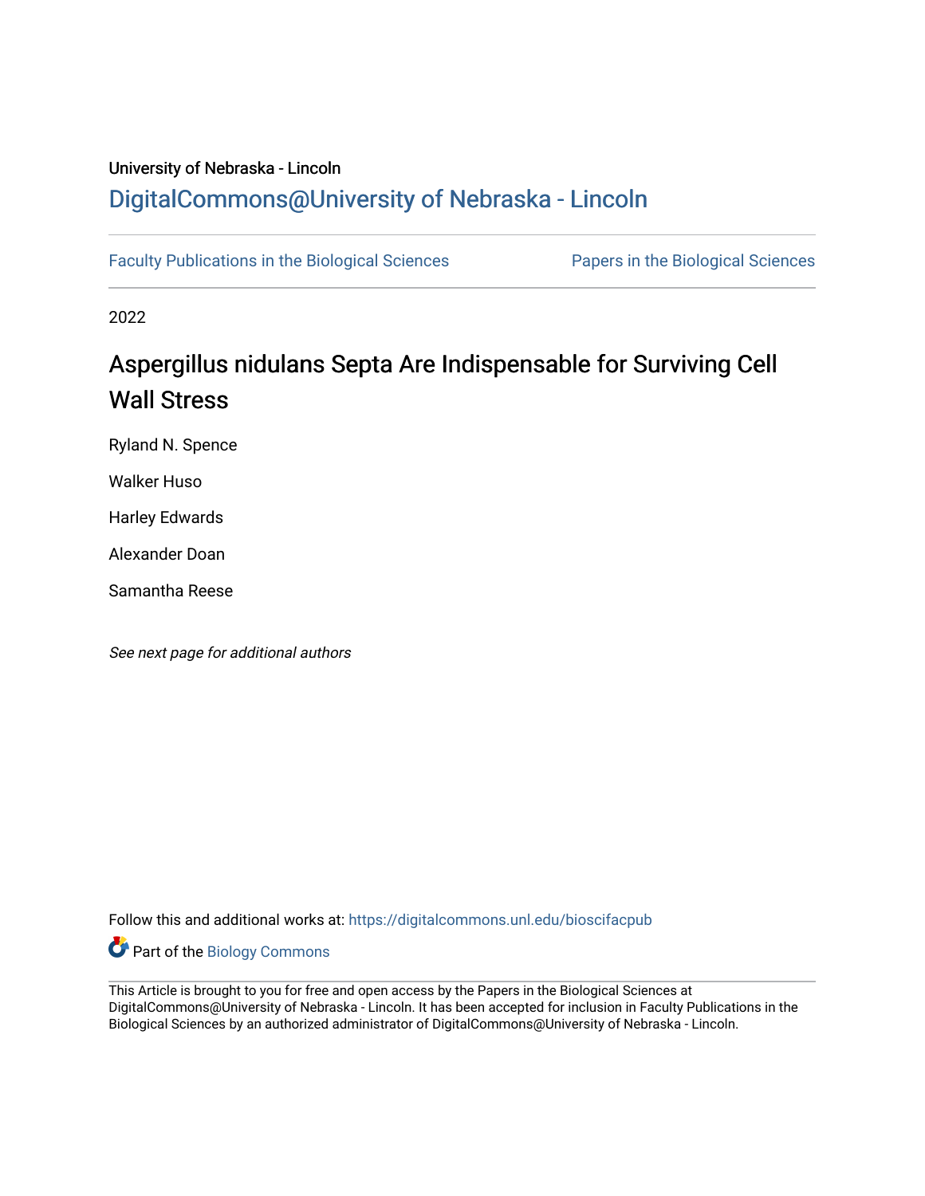University of Nebraska - Lincoln

## DigitalCommons@University of Nebraska - Lincoln

Faculty Publications in the Biological Sciences | Papers in the Biological Sciences

2022

# Aspergillus nidulans Septa Are Indispensable for Surviving Cell Wall Stress

Ryland N. Spence

Walker Huso

Harley Edwards

Alexander Doan

Samantha Reese

*See next page for additional authors*

Follow this and additional works at: https://digitalcommons.unl.edu/bioscifacpub

Part of the Biology Commons

This Article is brought to you for free and open access by the Papers in the Biological Sciences at DigitalCommons@University of Nebraska - Lincoln. It has been accepted for inclusion in Faculty Publications in the Biological Sciences by an authorized administrator of DigitalCommons@University of Nebraska - Lincoln.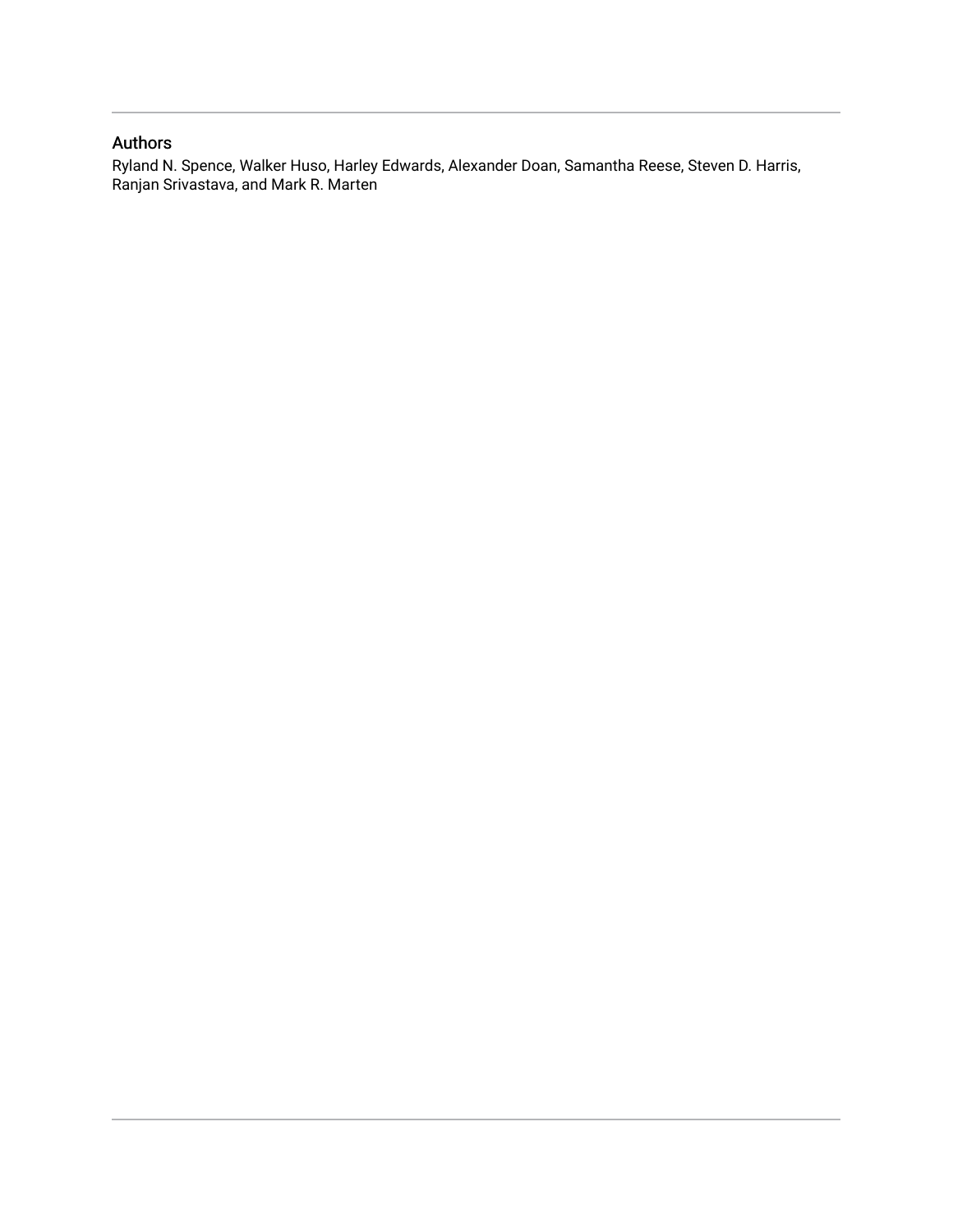## Authors

Ryland N. Spence, Walker Huso, Harley Edwards, Alexander Doan, Samantha Reese, Steven D. Harris, Ranjan Srivastava, and Mark R. Marten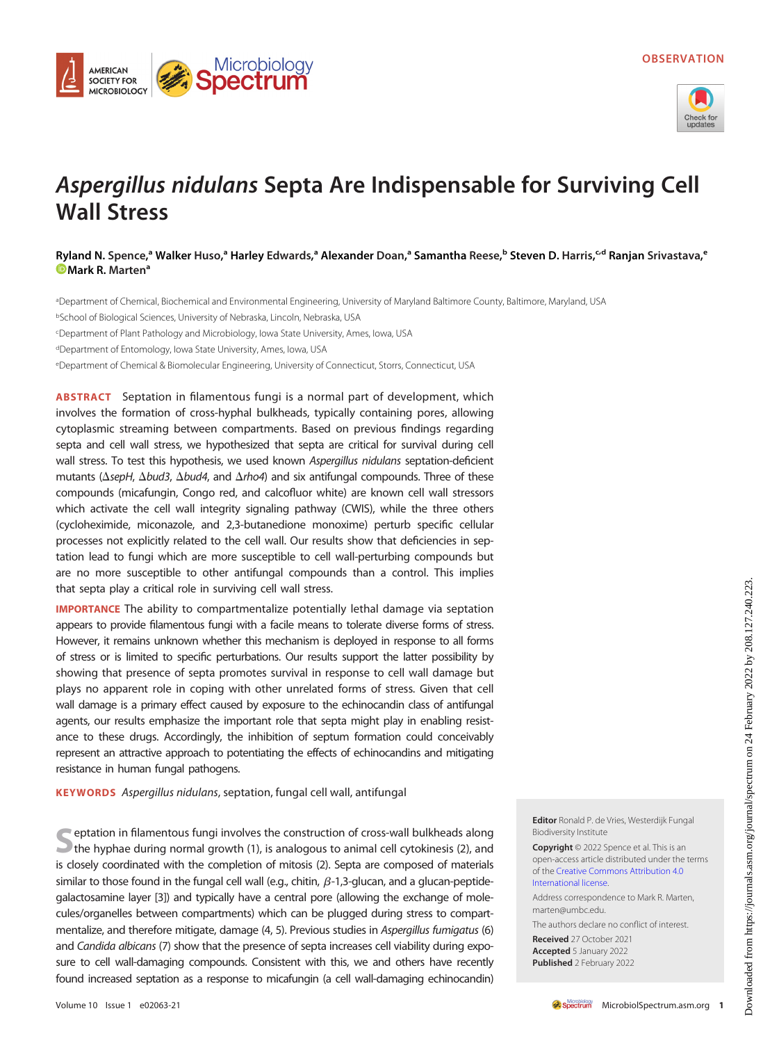# *Aspergillus nidulans* Septa Are Indispensable for Surviving Cell Wall Stress

**Ryland N. Spence,[a] Walker Huso,[a] Harley Edwards,[a] Alexander Doan,[a] Samantha Reese,[b] Steven D. Harris,[c,d] Ranjan Srivastava,[e] Mark R. Marten[a]**

[a]Department of Chemical, Biochemical and Environmental Engineering, University of Maryland Baltimore County, Baltimore, Maryland, USA

[b]School of Biological Sciences, University of Nebraska, Lincoln, Nebraska, USA

[c]Department of Plant Pathology and Microbiology, Iowa State University, Ames, Iowa, USA

[d]Department of Entomology, Iowa State University, Ames, Iowa, USA

[e]Department of Chemical & Biomolecular Engineering, University of Connecticut, Storrs, Connecticut, USA

**ABSTRACT** Septation in filamentous fungi is a normal part of development, which involves the formation of cross-hyphal bulkheads, typically containing pores, allowing cytoplasmic streaming between compartments. Based on previous findings regarding septa and cell wall stress, we hypothesized that septa are critical for survival during cell wall stress. To test this hypothesis, we used known *Aspergillus nidulans* septation-deficient mutants (Δ*sepH*, Δ*bud3*, Δ*bud4*, and Δ*rho4*) and six antifungal compounds. Three of these compounds (micafungin, Congo red, and calcofluor white) are known cell wall stressors which activate the cell wall integrity signaling pathway (CWIS), while the three others (cycloheximide, miconazole, and 2,3-butanedione monoxime) perturb specific cellular processes not explicitly related to the cell wall. Our results show that deficiencies in septation lead to fungi which are more susceptible to cell wall-perturbing compounds but are no more susceptible to other antifungal compounds than a control. This implies that septa play a critical role in surviving cell wall stress.

**IMPORTANCE** The ability to compartmentalize potentially lethal damage via septation appears to provide filamentous fungi with a facile means to tolerate diverse forms of stress. However, it remains unknown whether this mechanism is deployed in response to all forms of stress or is limited to specific perturbations. Our results support the latter possibility by showing that presence of septa promotes survival in response to cell wall damage but plays no apparent role in coping with other unrelated forms of stress. Given that cell wall damage is a primary effect caused by exposure to the echinocandin class of antifungal agents, our results emphasize the important role that septa might play in enabling resistance to these drugs. Accordingly, the inhibition of septum formation could conceivably represent an attractive approach to potentiating the effects of echinocandins and mitigating resistance in human fungal pathogens.

**KEYWORDS** *Aspergillus nidulans*, septation, fungal cell wall, antifungal

Septation in filamentous fungi involves the construction of cross-wall bulkheads along the hyphae during normal growth (1), is analogous to animal cell cytokinesis (2), and is closely coordinated with the completion of mitosis (2). Septa are composed of materials similar to those found in the fungal cell wall (e.g., chitin, β-1,3-glucan, and a glucan-peptide-galactosamine layer [3]) and typically have a central pore (allowing the exchange of molecules/organelles between compartments) which can be plugged during stress to compartmentalize, and therefore mitigate, damage (4, 5). Previous studies in *Aspergillus fumigatus* (6) and *Candida albicans* (7) show that the presence of septa increases cell viability during exposure to cell wall-damaging compounds. Consistent with this, we and others have recently found increased septation as a response to micafungin (a cell wall-damaging echinocandin)

**Editor** Ronald P. de Vries, Westerdijk Fungal Biodiversity Institute

**Copyright** © 2022 Spence et al. This is an open-access article distributed under the terms of the Creative Commons Attribution 4.0 International license.

Address correspondence to Mark R. Marten, marten@umbc.edu.

The authors declare no conflict of interest.

**Received** 27 October 2021
**Accepted** 5 January 2022
**Published** 2 February 2022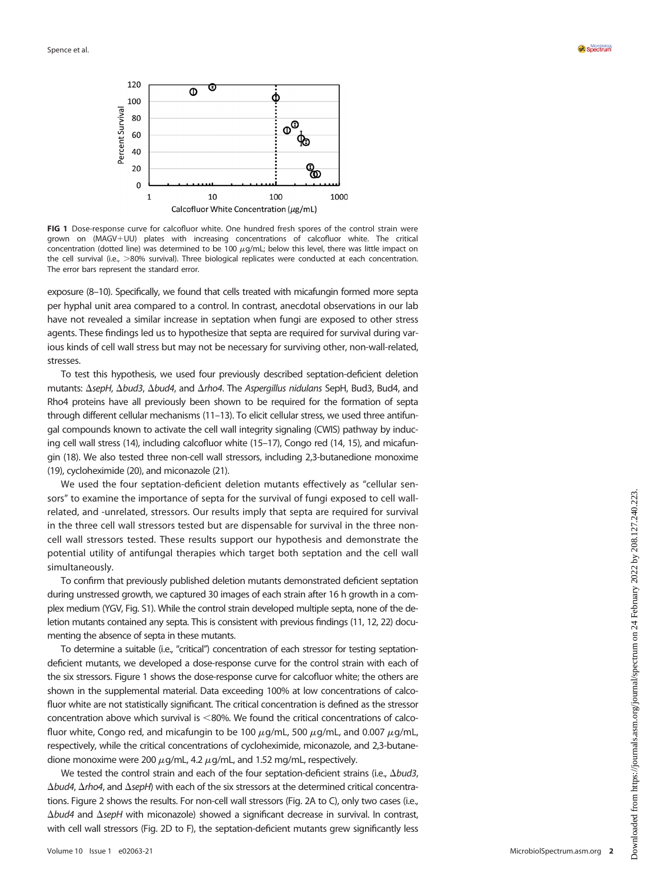FIG 1 Dose-response curve for calcofluor white. One hundred fresh spores of the control strain were grown on (MAGV+UU) plates with increasing concentrations of calcofluor white. The critical concentration (dotted line) was determined to be 100 $\mu$g/mL; below this level, there was little impact on the cell survival (i.e., >80% survival). Three biological replicates were conducted at each concentration. The error bars represent the standard error.

exposure (8–10). Specifically, we found that cells treated with micafungin formed more septa per hyphal unit area compared to a control. In contrast, anecdotal observations in our lab have not revealed a similar increase in septation when fungi are exposed to other stress agents. These findings led us to hypothesize that septa are required for survival during various kinds of cell wall stress but may not be necessary for surviving other, non-wall-related, stresses.

To test this hypothesis, we used four previously described septation-deficient deletion mutants: Δ*sepH*, Δ*bud3*, Δ*bud4*, and Δ*rho4*. The *Aspergillus nidulans* SepH, Bud3, Bud4, and Rho4 proteins have all previously been shown to be required for the formation of septa through different cellular mechanisms (11–13). To elicit cellular stress, we used three antifungal compounds known to activate the cell wall integrity signaling (CWIS) pathway by inducing cell wall stress (14), including calcofluor white (15–17), Congo red (14, 15), and micafungin (18). We also tested three non-cell wall stressors, including 2,3-butanedione monoxime (19), cycloheximide (20), and miconazole (21).

We used the four septation-deficient deletion mutants effectively as "cellular sensors" to examine the importance of septa for the survival of fungi exposed to cell wall-related, and -unrelated, stressors. Our results imply that septa are required for survival in the three cell wall stressors tested but are dispensable for survival in the three non-cell wall stressors tested. These results support our hypothesis and demonstrate the potential utility of antifungal therapies which target both septation and the cell wall simultaneously.

To confirm that previously published deletion mutants demonstrated deficient septation during unstressed growth, we captured 30 images of each strain after 16 h growth in a complex medium (YGV, Fig. S1). While the control strain developed multiple septa, none of the deletion mutants contained any septa. This is consistent with previous findings (11, 12, 22) documenting the absence of septa in these mutants.

To determine a suitable (i.e., "critical") concentration of each stressor for testing septation-deficient mutants, we developed a dose-response curve for the control strain with each of the six stressors. Figure 1 shows the dose-response curve for calcofluor white; the others are shown in the supplemental material. Data exceeding 100% at low concentrations of calcofluor white are not statistically significant. The critical concentration is defined as the stressor concentration above which survival is <80%. We found the critical concentrations of calcofluor white, Congo red, and micafungin to be 100 $\mu$g/mL, 500 $\mu$g/mL, and 0.007 $\mu$g/mL, respectively, while the critical concentrations of cycloheximide, miconazole, and 2,3-butanedione monoxime were 200 $\mu$g/mL, 4.2 $\mu$g/mL, and 1.52 mg/mL, respectively.

We tested the control strain and each of the four septation-deficient strains (i.e., Δ*bud3*, Δ*bud4*, Δ*rho4*, and Δ*sepH*) with each of the six stressors at the determined critical concentrations. Figure 2 shows the results. For non-cell wall stressors (Fig. 2A to C), only two cases (i.e., Δ*bud4* and Δ*sepH* with miconazole) showed a significant decrease in survival. In contrast, with cell wall stressors (Fig. 2D to F), the septation-deficient mutants grew significantly less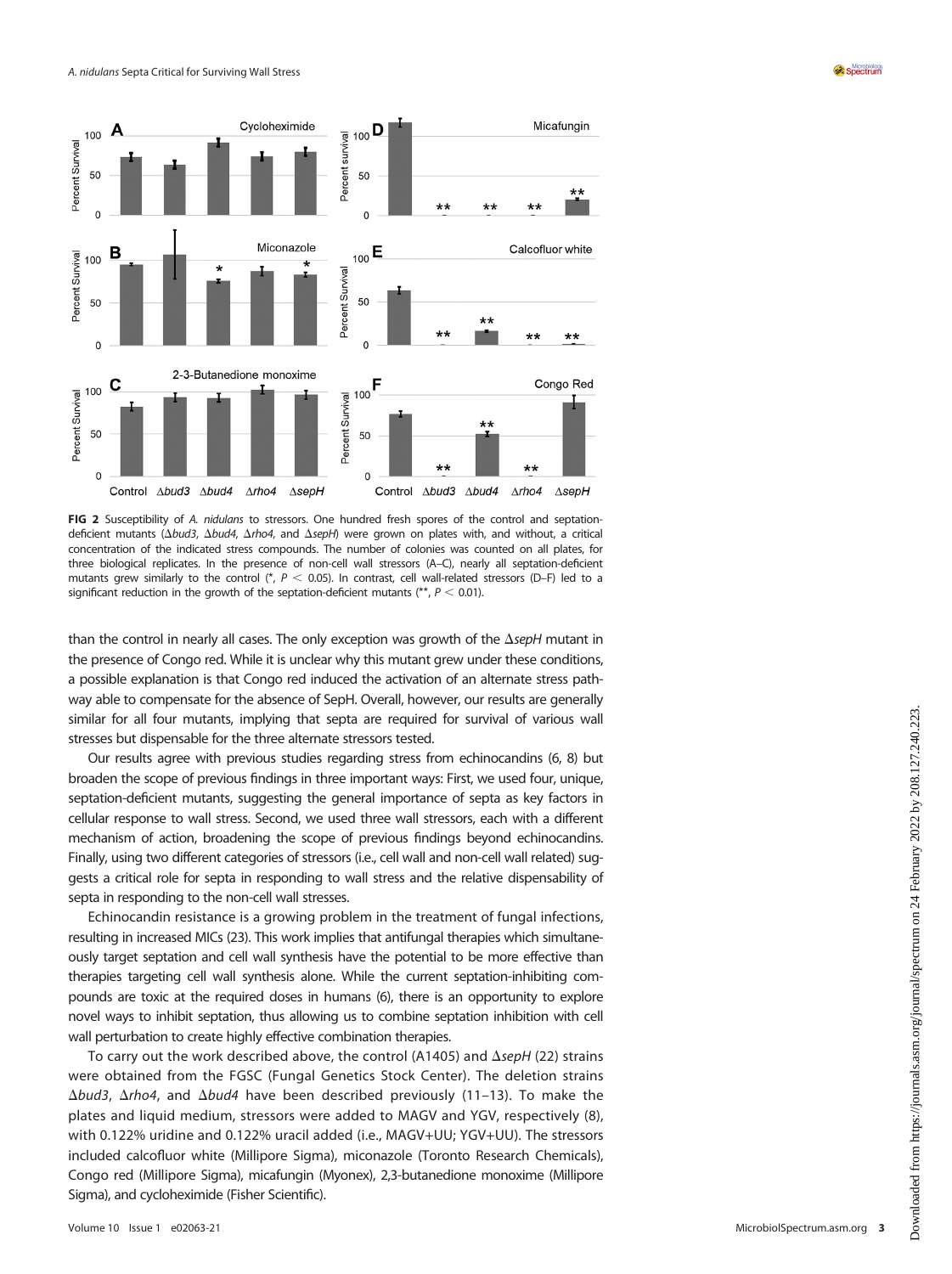FIG 2 Susceptibility of *A. nidulans* to stressors. One hundred fresh spores of the control and septation-deficient mutants (Δ*bud3*, Δ*bud4*, Δ*rho4*, and Δ*sepH*) were grown on plates with, and without, a critical concentration of the indicated stress compounds. The number of colonies was counted on all plates, for three biological replicates. In the presence of non-cell wall stressors (A–C), nearly all septation-deficient mutants grew similarly to the control (*, $P < 0.05$). In contrast, cell wall-related stressors (D–F) led to a significant reduction in the growth of the septation-deficient mutants (**, $P < 0.01$).

than the control in nearly all cases. The only exception was growth of the Δ*sepH* mutant in the presence of Congo red. While it is unclear why this mutant grew under these conditions, a possible explanation is that Congo red induced the activation of an alternate stress pathway able to compensate for the absence of SepH. Overall, however, our results are generally similar for all four mutants, implying that septa are required for survival of various wall stresses but dispensable for the three alternate stressors tested.

Our results agree with previous studies regarding stress from echinocandins (6, 8) but broaden the scope of previous findings in three important ways: First, we used four, unique, septation-deficient mutants, suggesting the general importance of septa as key factors in cellular response to wall stress. Second, we used three wall stressors, each with a different mechanism of action, broadening the scope of previous findings beyond echinocandins. Finally, using two different categories of stressors (i.e., cell wall and non-cell wall related) suggests a critical role for septa in responding to wall stress and the relative dispensability of septa in responding to the non-cell wall stresses.

Echinocandin resistance is a growing problem in the treatment of fungal infections, resulting in increased MICs (23). This work implies that antifungal therapies which simultaneously target septation and cell wall synthesis have the potential to be more effective than therapies targeting cell wall synthesis alone. While the current septation-inhibiting compounds are toxic at the required doses in humans (6), there is an opportunity to explore novel ways to inhibit septation, thus allowing us to combine septation inhibition with cell wall perturbation to create highly effective combination therapies.

To carry out the work described above, the control (A1405) and Δ*sepH* (22) strains were obtained from the FGSC (Fungal Genetics Stock Center). The deletion strains Δ*bud3*, Δ*rho4*, and Δ*bud4* have been described previously (11–13). To make the plates and liquid medium, stressors were added to MAGV and YGV, respectively (8), with 0.122% uridine and 0.122% uracil added (i.e., MAGV+UU; YGV+UU). The stressors included calcofluor white (Millipore Sigma), miconazole (Toronto Research Chemicals), Congo red (Millipore Sigma), micafungin (Myonex), 2,3-butanedione monoxime (Millipore Sigma), and cycloheximide (Fisher Scientific).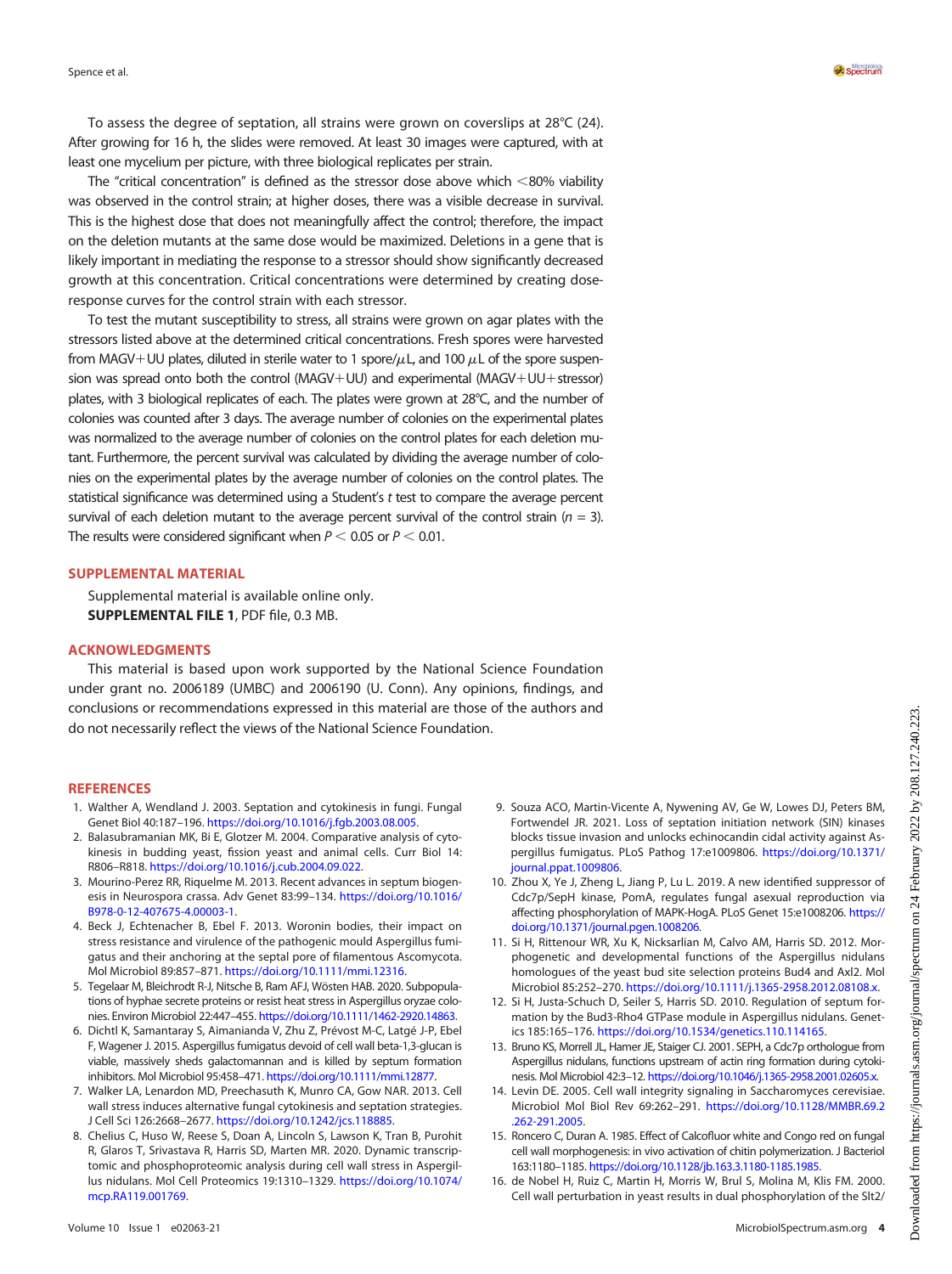To assess the degree of septation, all strains were grown on coverslips at 28°C (24). After growing for 16 h, the slides were removed. At least 30 images were captured, with at least one mycelium per picture, with three biological replicates per strain.

The "critical concentration" is defined as the stressor dose above which <80% viability was observed in the control strain; at higher doses, there was a visible decrease in survival. This is the highest dose that does not meaningfully affect the control; therefore, the impact on the deletion mutants at the same dose would be maximized. Deletions in a gene that is likely important in mediating the response to a stressor should show significantly decreased growth at this concentration. Critical concentrations were determined by creating dose-response curves for the control strain with each stressor.

To test the mutant susceptibility to stress, all strains were grown on agar plates with the stressors listed above at the determined critical concentrations. Fresh spores were harvested from MAGV+UU plates, diluted in sterile water to 1 spore/$\mu$L, and 100 $\mu$L of the spore suspension was spread onto both the control (MAGV+UU) and experimental (MAGV+UU+stressor) plates, with 3 biological replicates of each. The plates were grown at 28°C, and the number of colonies was counted after 3 days. The average number of colonies on the experimental plates was normalized to the average number of colonies on the control plates for each deletion mutant. Furthermore, the percent survival was calculated by dividing the average number of colonies on the experimental plates by the average number of colonies on the control plates. The statistical significance was determined using a Student's *t* test to compare the average percent survival of each deletion mutant to the average percent survival of the control strain ($n = 3$). The results were considered significant when $P < 0.05$ or $P < 0.01$.

## SUPPLEMENTAL MATERIAL

Supplemental material is available online only.
**SUPPLEMENTAL FILE 1**, PDF file, 0.3 MB.

## ACKNOWLEDGMENTS

This material is based upon work supported by the National Science Foundation under grant no. 2006189 (UMBC) and 2006190 (U. Conn). Any opinions, findings, and conclusions or recommendations expressed in this material are those of the authors and do not necessarily reflect the views of the National Science Foundation.

## REFERENCES

1. Walther A, Wendland J. 2003. Septation and cytokinesis in fungi. Fungal Genet Biol 40:187–196. https://doi.org/10.1016/j.fgb.2003.08.005.
2. Balasubramanian MK, Bi E, Glotzer M. 2004. Comparative analysis of cytokinesis in budding yeast, fission yeast and animal cells. Curr Biol 14:R806–R818. https://doi.org/10.1016/j.cub.2004.09.022.
3. Mourino-Perez RR, Riquelme M. 2013. Recent advances in septum biogenesis in Neurospora crassa. Adv Genet 83:99–134. https://doi.org/10.1016/B978-0-12-407675-4.00003-1.
4. Beck J, Echtenacher B, Ebel F. 2013. Woronin bodies, their impact on stress resistance and virulence of the pathogenic mould Aspergillus fumigatus and their anchoring at the septal pore of filamentous Ascomycota. Mol Microbiol 89:857–871. https://doi.org/10.1111/mmi.12316.
5. Tegelaar M, Bleichrodt R-J, Nitsche B, Ram AFJ, Wösten HAB. 2020. Subpopulations of hyphae secrete proteins or resist heat stress in Aspergillus oryzae colonies. Environ Microbiol 22:447–455. https://doi.org/10.1111/1462-2920.14863.
6. Dichtl K, Samantaray S, Aimanianda V, Zhu Z, Prévost M-C, Latgé J-P, Ebel F, Wagener J. 2015. Aspergillus fumigatus devoid of cell wall beta-1,3-glucan is viable, massively sheds galactomannan and is killed by septum formation inhibitors. Mol Microbiol 95:458–471. https://doi.org/10.1111/mmi.12877.
7. Walker LA, Lenardon MD, Preechasuth K, Munro CA, Gow NAR. 2013. Cell wall stress induces alternative fungal cytokinesis and septation strategies. J Cell Sci 126:2668–2677. https://doi.org/10.1242/jcs.118885.
8. Chelius C, Huso W, Reese S, Doan A, Lincoln S, Lawson K, Tran B, Purohit R, Glaros T, Srivastava R, Harris SD, Marten MR. 2020. Dynamic transcriptomic and phosphoproteomic analysis during cell wall stress in Aspergillus nidulans. Mol Cell Proteomics 19:1310–1329. https://doi.org/10.1074/mcp.RA119.001769.
9. Souza ACO, Martin-Vicente A, Nywening AV, Ge W, Lowes DJ, Peters BM, Fortwendel JR. 2021. Loss of septation initiation network (SIN) kinases blocks tissue invasion and unlocks echinocandin cidal activity against Aspergillus fumigatus. PLoS Pathog 17:e1009806. https://doi.org/10.1371/journal.ppat.1009806.
10. Zhou X, Ye J, Zheng L, Jiang P, Lu L. 2019. A new identified suppressor of Cdc7p/SepH kinase, PomA, regulates fungal asexual reproduction via affecting phosphorylation of MAPK-HogA. PLoS Genet 15:e1008206. https://doi.org/10.1371/journal.pgen.1008206.
11. Si H, Rittenour WR, Xu K, Nicksarlian M, Calvo AM, Harris SD. 2012. Morphogenetic and developmental functions of the Aspergillus nidulans homologues of the yeast bud site selection proteins Bud4 and Axl2. Mol Microbiol 85:252–270. https://doi.org/10.1111/j.1365-2958.2012.08108.x.
12. Si H, Justa-Schuch D, Seiler S, Harris SD. 2010. Regulation of septum formation by the Bud3-Rho4 GTPase module in Aspergillus nidulans. Genetics 185:165–176. https://doi.org/10.1534/genetics.110.114165.
13. Bruno KS, Morrell JL, Hamer JE, Staiger CJ. 2001. SEPH, a Cdc7p orthologue from Aspergillus nidulans, functions upstream of actin ring formation during cytokinesis. Mol Microbiol 42:3–12. https://doi.org/10.1046/j.1365-2958.2001.02605.x.
14. Levin DE. 2005. Cell wall integrity signaling in Saccharomyces cerevisiae. Microbiol Mol Biol Rev 69:262–291. https://doi.org/10.1128/MMBR.69.2.262-291.2005.
15. Roncero C, Duran A. 1985. Effect of Calcofluor white and Congo red on fungal cell wall morphogenesis: in vivo activation of chitin polymerization. J Bacteriol 163:1180–1185. https://doi.org/10.1128/jb.163.3.1180-1185.1985.
16. de Nobel H, Ruiz C, Martin H, Morris W, Brul S, Molina M, Klis FM. 2000. Cell wall perturbation in yeast results in dual phosphorylation of the Slt2/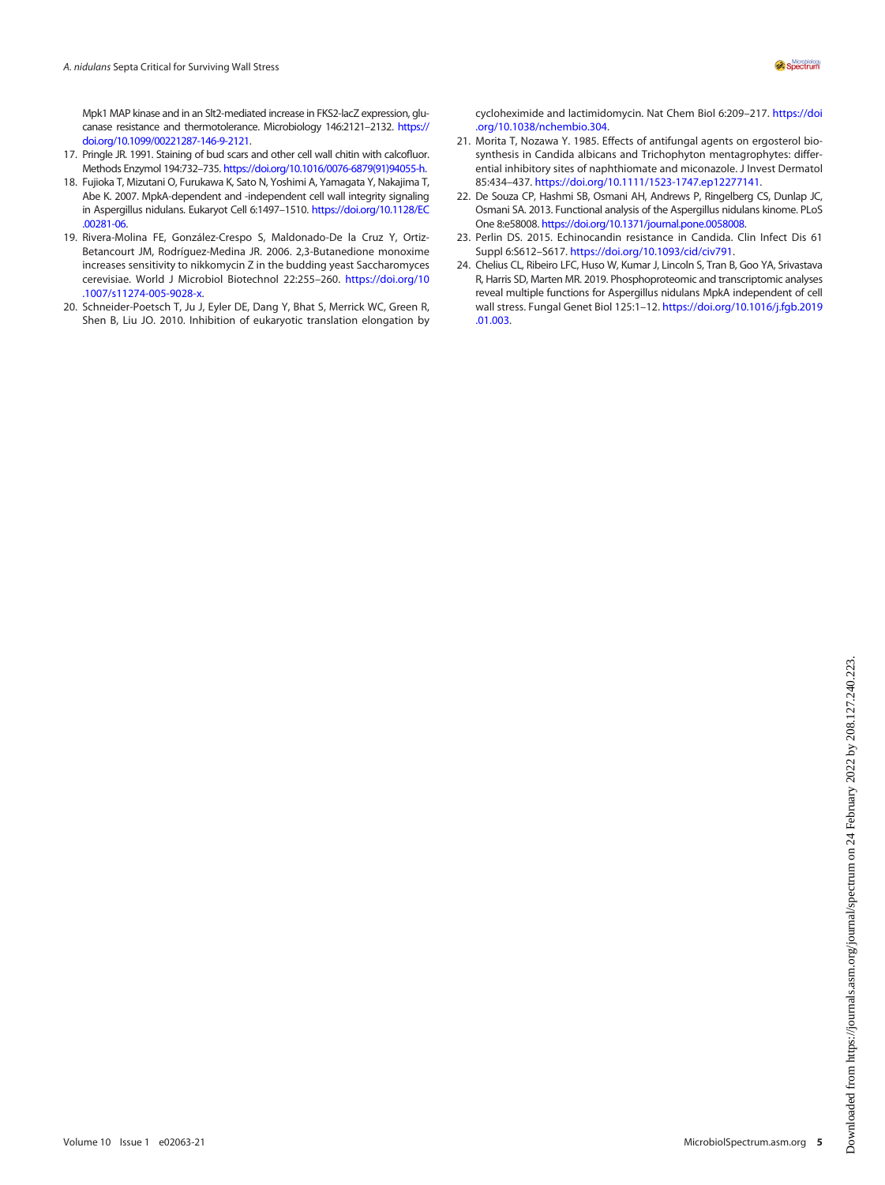Mpk1 MAP kinase and in an Slt2-mediated increase in FKS2-lacZ expression, glucanase resistance and thermotolerance. Microbiology 146:2121–2132. https://doi.org/10.1099/00221287-146-9-2121.

17. Pringle JR. 1991. Staining of bud scars and other cell wall chitin with calcofluor. Methods Enzymol 194:732–735. https://doi.org/10.1016/0076-6879(91)94055-h.
18. Fujioka T, Mizutani O, Furukawa K, Sato N, Yoshimi A, Yamagata Y, Nakajima T, Abe K. 2007. MpkA-dependent and -independent cell wall integrity signaling in Aspergillus nidulans. Eukaryot Cell 6:1497–1510. https://doi.org/10.1128/EC.00281-06.
19. Rivera-Molina FE, González-Crespo S, Maldonado-De la Cruz Y, Ortiz-Betancourt JM, Rodríguez-Medina JR. 2006. 2,3-Butanedione monoxime increases sensitivity to nikkomycin Z in the budding yeast Saccharomyces cerevisiae. World J Microbiol Biotechnol 22:255–260. https://doi.org/10.1007/s11274-005-9028-x.
20. Schneider-Poetsch T, Ju J, Eyler DE, Dang Y, Bhat S, Merrick WC, Green R, Shen B, Liu JO. 2010. Inhibition of eukaryotic translation elongation by cycloheximide and lactimidomycin. Nat Chem Biol 6:209–217. https://doi.org/10.1038/nchembio.304.
21. Morita T, Nozawa Y. 1985. Effects of antifungal agents on ergosterol biosynthesis in Candida albicans and Trichophyton mentagrophytes: differential inhibitory sites of naphthiomate and miconazole. J Invest Dermatol 85:434–437. https://doi.org/10.1111/1523-1747.ep12277141.
22. De Souza CP, Hashmi SB, Osmani AH, Andrews P, Ringelberg CS, Dunlap JC, Osmani SA. 2013. Functional analysis of the Aspergillus nidulans kinome. PLoS One 8:e58008. https://doi.org/10.1371/journal.pone.0058008.
23. Perlin DS. 2015. Echinocandin resistance in Candida. Clin Infect Dis 61 Suppl 6:S612–S617. https://doi.org/10.1093/cid/civ791.
24. Chelius CL, Ribeiro LFC, Huso W, Kumar J, Lincoln S, Tran B, Goo YA, Srivastava R, Harris SD, Marten MR. 2019. Phosphoproteomic and transcriptomic analyses reveal multiple functions for Aspergillus nidulans MpkA independent of cell wall stress. Fungal Genet Biol 125:1–12. https://doi.org/10.1016/j.fgb.2019.01.003.